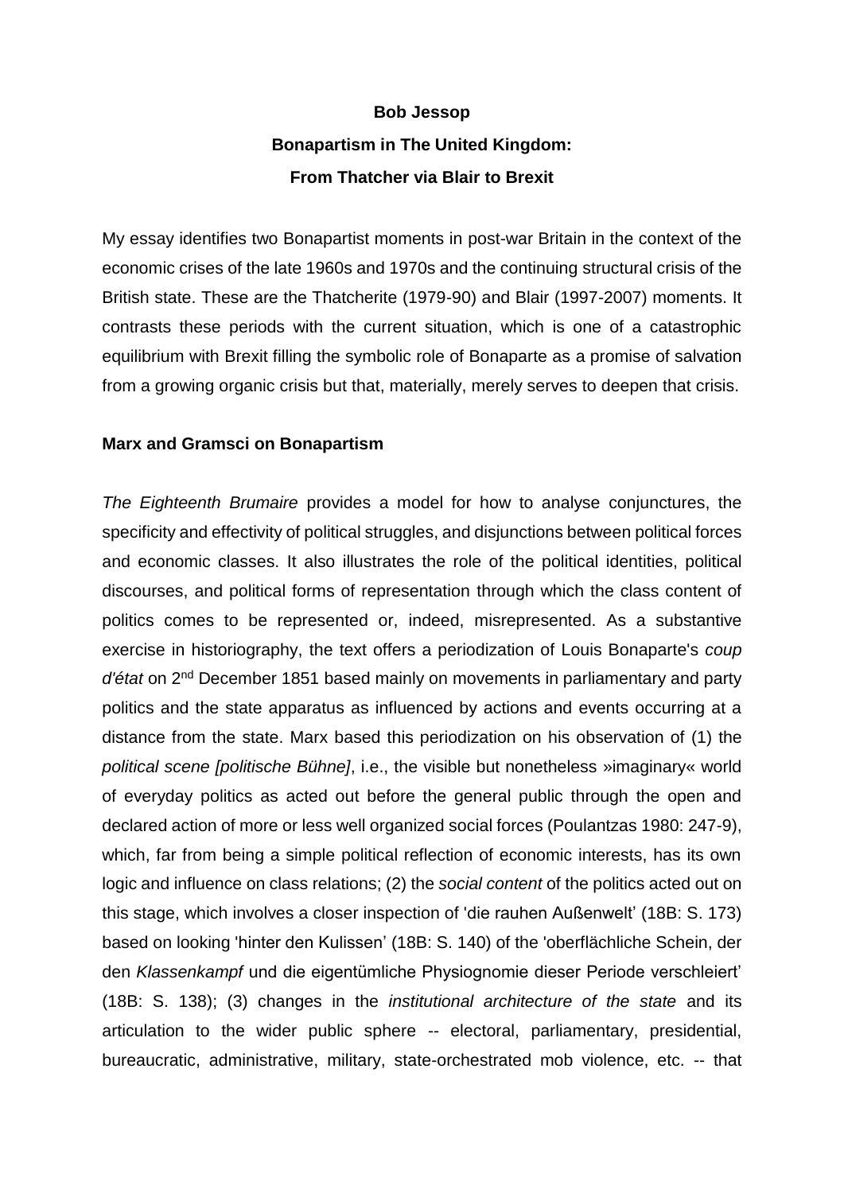**Bob Jessop**

**Bonapartism in The United Kingdom:**

**From Thatcher via Blair to Brexit**

My essay identifies two Bonapartist moments in post-war Britain in the context of the economic crises of the late 1960s and 1970s and the continuing structural crisis of the British state. These are the Thatcherite (1979-90) and Blair (1997-2007) moments. It contrasts these periods with the current situation, which is one of a catastrophic equilibrium with Brexit filling the symbolic role of Bonaparte as a promise of salvation from a growing organic crisis but that, materially, merely serves to deepen that crisis.

## Marx and Gramsci on Bonapartism

*The Eighteenth Brumaire* provides a model for how to analyse conjunctures, the specificity and effectivity of political struggles, and disjunctions between political forces and economic classes. It also illustrates the role of the political identities, political discourses, and political forms of representation through which the class content of politics comes to be represented or, indeed, misrepresented. As a substantive exercise in historiography, the text offers a periodization of Louis Bonaparte's *coup d'état* on 2nd December 1851 based mainly on movements in parliamentary and party politics and the state apparatus as influenced by actions and events occurring at a distance from the state. Marx based this periodization on his observation of (1) the *political scene [politische Bühne]*, i.e., the visible but nonetheless »imaginary« world of everyday politics as acted out before the general public through the open and declared action of more or less well organized social forces (Poulantzas 1980: 247-9), which, far from being a simple political reflection of economic interests, has its own logic and influence on class relations; (2) the *social content* of the politics acted out on this stage, which involves a closer inspection of 'die rauhen Außenwelt' (18B: S. 173) based on looking 'hinter den Kulissen' (18B: S. 140) of the 'oberflächliche Schein, der den *Klassenkampf* und die eigentümliche Physiognomie dieser Periode verschleiert' (18B: S. 138); (3) changes in the *institutional architecture of the state* and its articulation to the wider public sphere -- electoral, parliamentary, presidential, bureaucratic, administrative, military, state-orchestrated mob violence, etc. -- that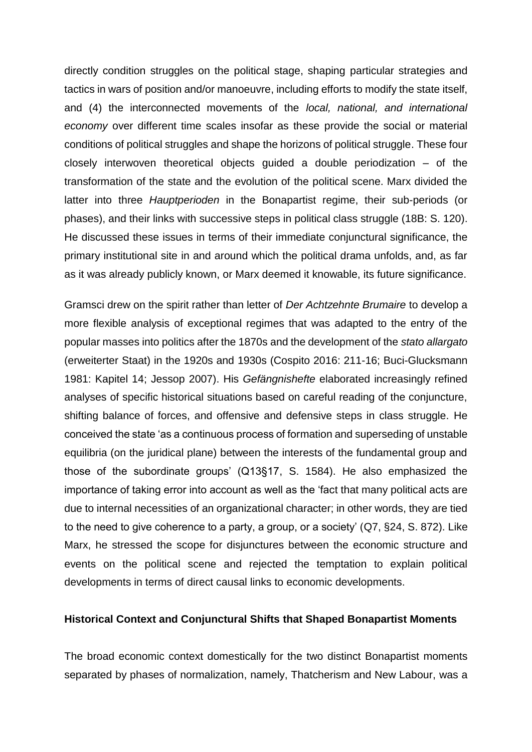directly condition struggles on the political stage, shaping particular strategies and tactics in wars of position and/or manoeuvre, including efforts to modify the state itself, and (4) the interconnected movements of the *local, national, and international economy* over different time scales insofar as these provide the social or material conditions of political struggles and shape the horizons of political struggle. These four closely interwoven theoretical objects guided a double periodization – of the transformation of the state and the evolution of the political scene. Marx divided the latter into three *Hauptperioden* in the Bonapartist regime, their sub-periods (or phases), and their links with successive steps in political class struggle (18B: S. 120). He discussed these issues in terms of their immediate conjunctural significance, the primary institutional site in and around which the political drama unfolds, and, as far as it was already publicly known, or Marx deemed it knowable, its future significance.

Gramsci drew on the spirit rather than letter of *Der Achtzehnte Brumaire* to develop a more flexible analysis of exceptional regimes that was adapted to the entry of the popular masses into politics after the 1870s and the development of the *stato allargato* (erweiterter Staat) in the 1920s and 1930s (Cospito 2016: 211-16; Buci-Glucksmann 1981: Kapitel 14; Jessop 2007). His *Gefängnishefte* elaborated increasingly refined analyses of specific historical situations based on careful reading of the conjuncture, shifting balance of forces, and offensive and defensive steps in class struggle. He conceived the state 'as a continuous process of formation and superseding of unstable equilibria (on the juridical plane) between the interests of the fundamental group and those of the subordinate groups' (Q13§17, S. 1584). He also emphasized the importance of taking error into account as well as the 'fact that many political acts are due to internal necessities of an organizational character; in other words, they are tied to the need to give coherence to a party, a group, or a society' (Q7, §24, S. 872). Like Marx, he stressed the scope for disjunctures between the economic structure and events on the political scene and rejected the temptation to explain political developments in terms of direct causal links to economic developments.

**Historical Context and Conjunctural Shifts that Shaped Bonapartist Moments**

The broad economic context domestically for the two distinct Bonapartist moments separated by phases of normalization, namely, Thatcherism and New Labour, was a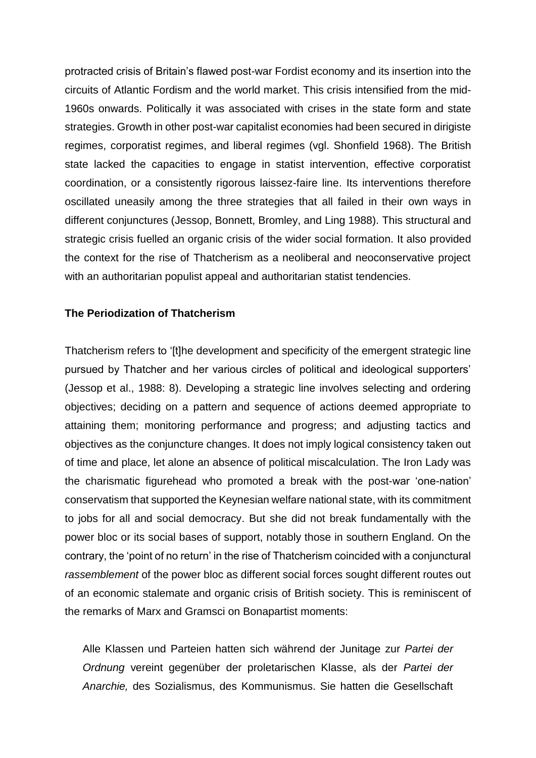protracted crisis of Britain's flawed post-war Fordist economy and its insertion into the circuits of Atlantic Fordism and the world market. This crisis intensified from the mid-1960s onwards. Politically it was associated with crises in the state form and state strategies. Growth in other post-war capitalist economies had been secured in dirigiste regimes, corporatist regimes, and liberal regimes (vgl. Shonfield 1968). The British state lacked the capacities to engage in statist intervention, effective corporatist coordination, or a consistently rigorous laissez-faire line. Its interventions therefore oscillated uneasily among the three strategies that all failed in their own ways in different conjunctures (Jessop, Bonnett, Bromley, and Ling 1988). This structural and strategic crisis fuelled an organic crisis of the wider social formation. It also provided the context for the rise of Thatcherism as a neoliberal and neoconservative project with an authoritarian populist appeal and authoritarian statist tendencies.

## The Periodization of Thatcherism

Thatcherism refers to '[t]he development and specificity of the emergent strategic line pursued by Thatcher and her various circles of political and ideological supporters' (Jessop et al., 1988: 8). Developing a strategic line involves selecting and ordering objectives; deciding on a pattern and sequence of actions deemed appropriate to attaining them; monitoring performance and progress; and adjusting tactics and objectives as the conjuncture changes. It does not imply logical consistency taken out of time and place, let alone an absence of political miscalculation. The Iron Lady was the charismatic figurehead who promoted a break with the post-war 'one-nation' conservatism that supported the Keynesian welfare national state, with its commitment to jobs for all and social democracy. But she did not break fundamentally with the power bloc or its social bases of support, notably those in southern England. On the contrary, the 'point of no return' in the rise of Thatcherism coincided with a conjunctural *rassemblement* of the power bloc as different social forces sought different routes out of an economic stalemate and organic crisis of British society. This is reminiscent of the remarks of Marx and Gramsci on Bonapartist moments:

> Alle Klassen und Parteien hatten sich während der Junitage zur *Partei der Ordnung* vereint gegenüber der proletarischen Klasse, als der *Partei der Anarchie,* des Sozialismus, des Kommunismus. Sie hatten die Gesellschaft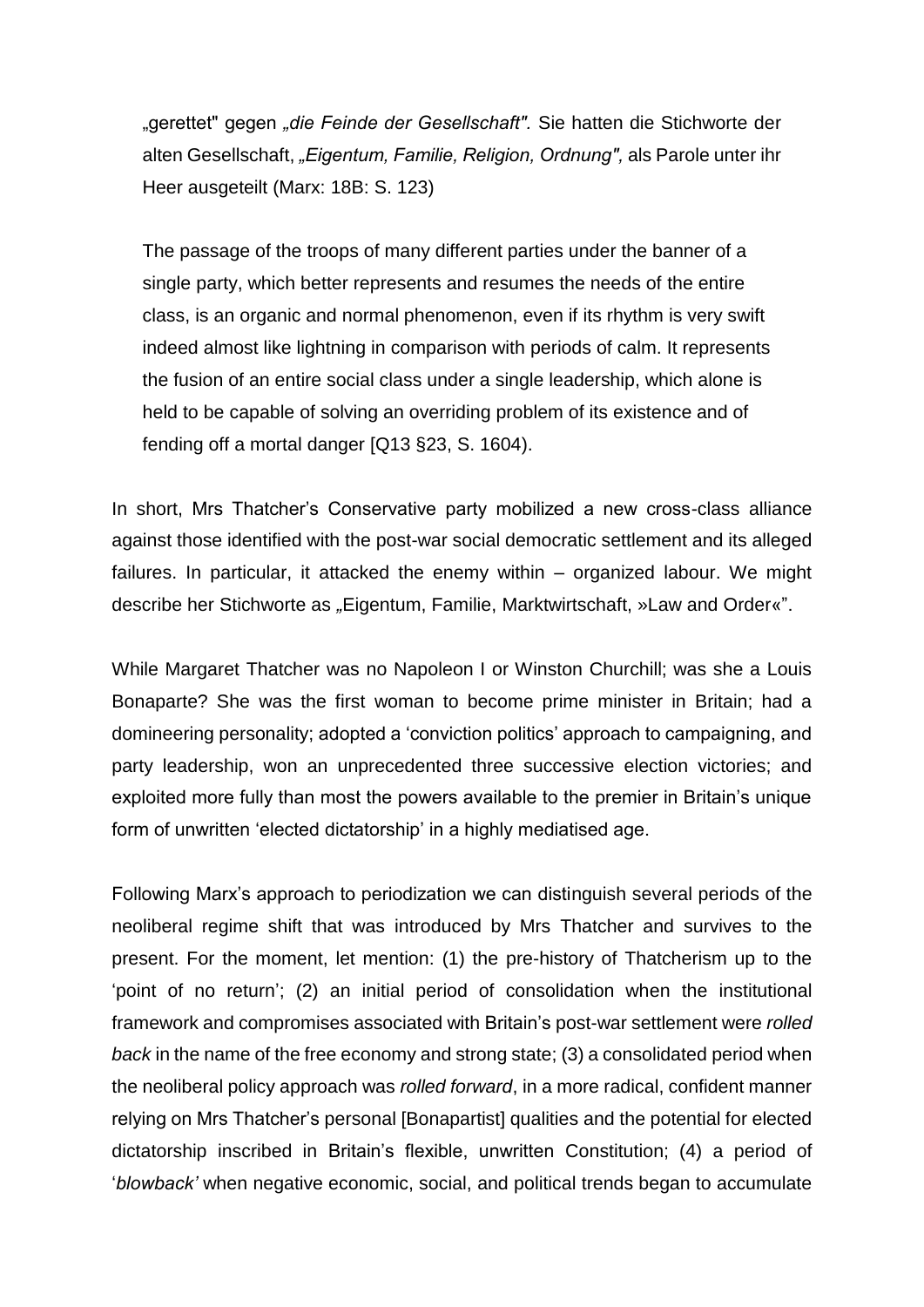„gerettet" gegen *„die Feinde der Gesellschaft".* Sie hatten die Stichworte der alten Gesellschaft, *„Eigentum, Familie, Religion, Ordnung",* als Parole unter ihr Heer ausgeteilt (Marx: 18B: S. 123)

> The passage of the troops of many different parties under the banner of a single party, which better represents and resumes the needs of the entire class, is an organic and normal phenomenon, even if its rhythm is very swift indeed almost like lightning in comparison with periods of calm. It represents the fusion of an entire social class under a single leadership, which alone is held to be capable of solving an overriding problem of its existence and of fending off a mortal danger [Q13 §23, S. 1604).

In short, Mrs Thatcher's Conservative party mobilized a new cross-class alliance against those identified with the post-war social democratic settlement and its alleged failures. In particular, it attacked the enemy within – organized labour. We might describe her Stichworte as „Eigentum, Familie, Marktwirtschaft, »Law and Order«".

While Margaret Thatcher was no Napoleon I or Winston Churchill; was she a Louis Bonaparte? She was the first woman to become prime minister in Britain; had a domineering personality; adopted a 'conviction politics' approach to campaigning, and party leadership, won an unprecedented three successive election victories; and exploited more fully than most the powers available to the premier in Britain's unique form of unwritten 'elected dictatorship' in a highly mediatised age.

Following Marx's approach to periodization we can distinguish several periods of the neoliberal regime shift that was introduced by Mrs Thatcher and survives to the present. For the moment, let mention: (1) the pre-history of Thatcherism up to the 'point of no return'; (2) an initial period of consolidation when the institutional framework and compromises associated with Britain's post-war settlement were *rolled back* in the name of the free economy and strong state; (3) a consolidated period when the neoliberal policy approach was *rolled forward*, in a more radical, confident manner relying on Mrs Thatcher's personal [Bonapartist] qualities and the potential for elected dictatorship inscribed in Britain's flexible, unwritten Constitution; (4) a period of '*blowback'* when negative economic, social, and political trends began to accumulate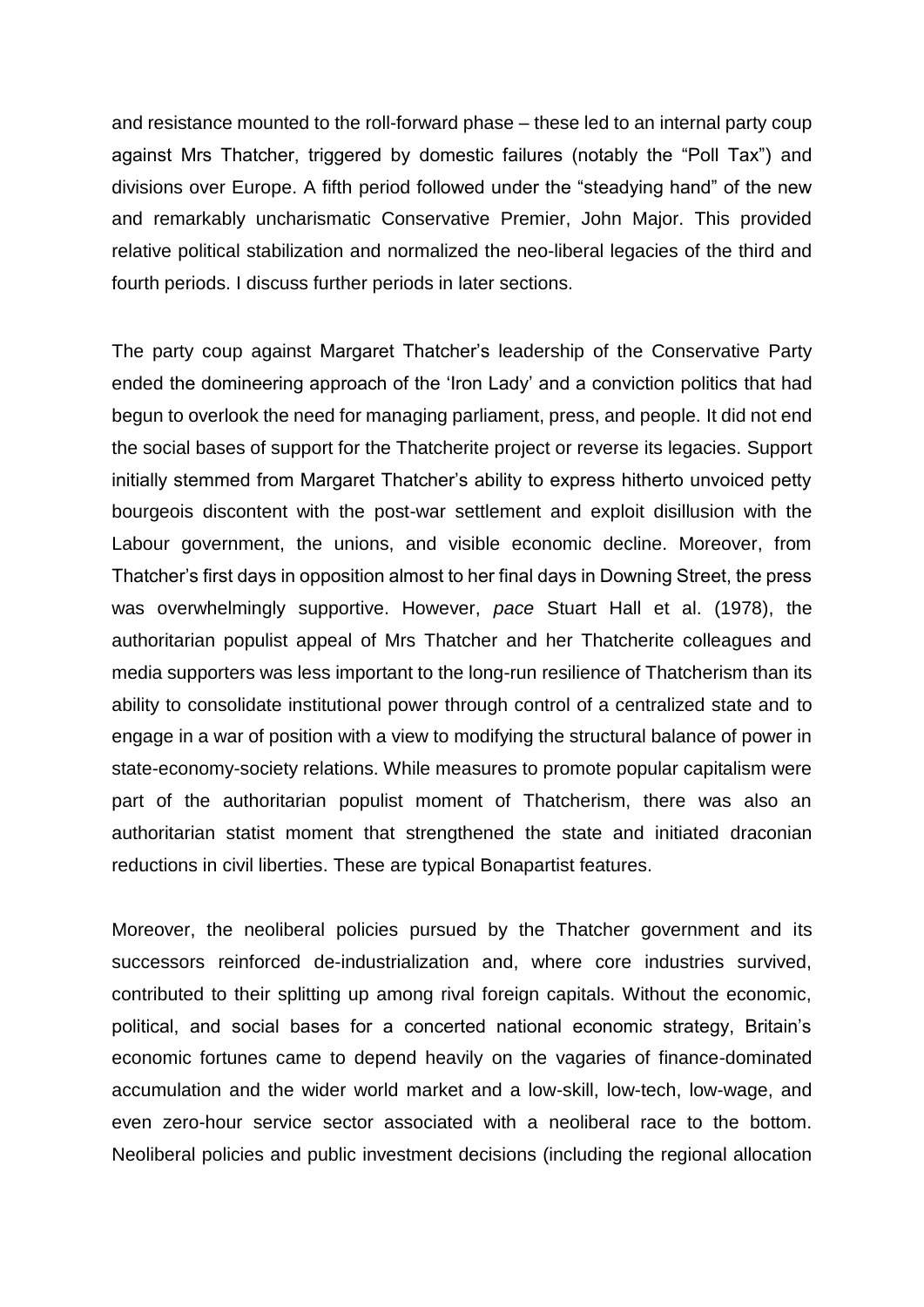and resistance mounted to the roll-forward phase – these led to an internal party coup against Mrs Thatcher, triggered by domestic failures (notably the "Poll Tax") and divisions over Europe. A fifth period followed under the "steadying hand" of the new and remarkably uncharismatic Conservative Premier, John Major. This provided relative political stabilization and normalized the neo-liberal legacies of the third and fourth periods. I discuss further periods in later sections.

The party coup against Margaret Thatcher's leadership of the Conservative Party ended the domineering approach of the 'Iron Lady' and a conviction politics that had begun to overlook the need for managing parliament, press, and people. It did not end the social bases of support for the Thatcherite project or reverse its legacies. Support initially stemmed from Margaret Thatcher's ability to express hitherto unvoiced petty bourgeois discontent with the post-war settlement and exploit disillusion with the Labour government, the unions, and visible economic decline. Moreover, from Thatcher's first days in opposition almost to her final days in Downing Street, the press was overwhelmingly supportive. However, *pace* Stuart Hall et al. (1978), the authoritarian populist appeal of Mrs Thatcher and her Thatcherite colleagues and media supporters was less important to the long-run resilience of Thatcherism than its ability to consolidate institutional power through control of a centralized state and to engage in a war of position with a view to modifying the structural balance of power in state-economy-society relations. While measures to promote popular capitalism were part of the authoritarian populist moment of Thatcherism, there was also an authoritarian statist moment that strengthened the state and initiated draconian reductions in civil liberties. These are typical Bonapartist features.

Moreover, the neoliberal policies pursued by the Thatcher government and its successors reinforced de-industrialization and, where core industries survived, contributed to their splitting up among rival foreign capitals. Without the economic, political, and social bases for a concerted national economic strategy, Britain's economic fortunes came to depend heavily on the vagaries of finance-dominated accumulation and the wider world market and a low-skill, low-tech, low-wage, and even zero-hour service sector associated with a neoliberal race to the bottom. Neoliberal policies and public investment decisions (including the regional allocation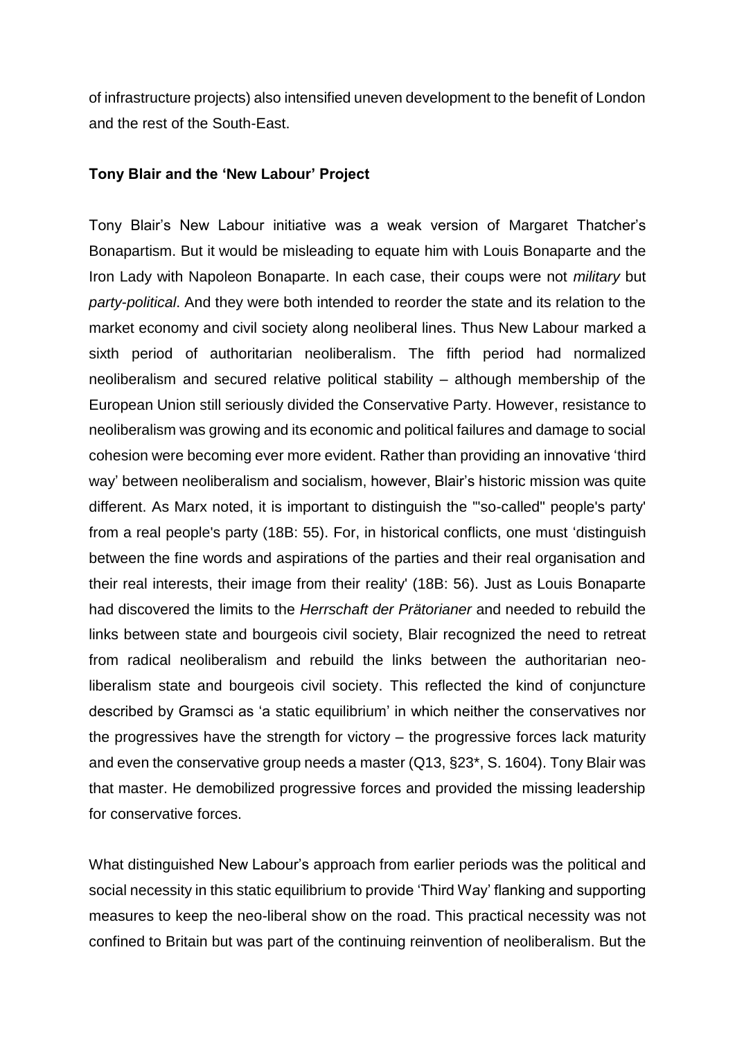of infrastructure projects) also intensified uneven development to the benefit of London and the rest of the South-East.

### Tony Blair and the 'New Labour' Project

Tony Blair's New Labour initiative was a weak version of Margaret Thatcher's Bonapartism. But it would be misleading to equate him with Louis Bonaparte and the Iron Lady with Napoleon Bonaparte. In each case, their coups were not *military* but *party-political*. And they were both intended to reorder the state and its relation to the market economy and civil society along neoliberal lines. Thus New Labour marked a sixth period of authoritarian neoliberalism. The fifth period had normalized neoliberalism and secured relative political stability – although membership of the European Union still seriously divided the Conservative Party. However, resistance to neoliberalism was growing and its economic and political failures and damage to social cohesion were becoming ever more evident. Rather than providing an innovative 'third way' between neoliberalism and socialism, however, Blair's historic mission was quite different. As Marx noted, it is important to distinguish the '"so-called" people's party' from a real people's party (18B: 55). For, in historical conflicts, one must 'distinguish between the fine words and aspirations of the parties and their real organisation and their real interests, their image from their reality' (18B: 56). Just as Louis Bonaparte had discovered the limits to the *Herrschaft der Prätorianer* and needed to rebuild the links between state and bourgeois civil society, Blair recognized the need to retreat from radical neoliberalism and rebuild the links between the authoritarian neo-liberalism state and bourgeois civil society. This reflected the kind of conjuncture described by Gramsci as 'a static equilibrium' in which neither the conservatives nor the progressives have the strength for victory – the progressive forces lack maturity and even the conservative group needs a master (Q13, §23*, S. 1604). Tony Blair was that master. He demobilized progressive forces and provided the missing leadership for conservative forces.

What distinguished New Labour's approach from earlier periods was the political and social necessity in this static equilibrium to provide 'Third Way' flanking and supporting measures to keep the neo-liberal show on the road. This practical necessity was not confined to Britain but was part of the continuing reinvention of neoliberalism. But the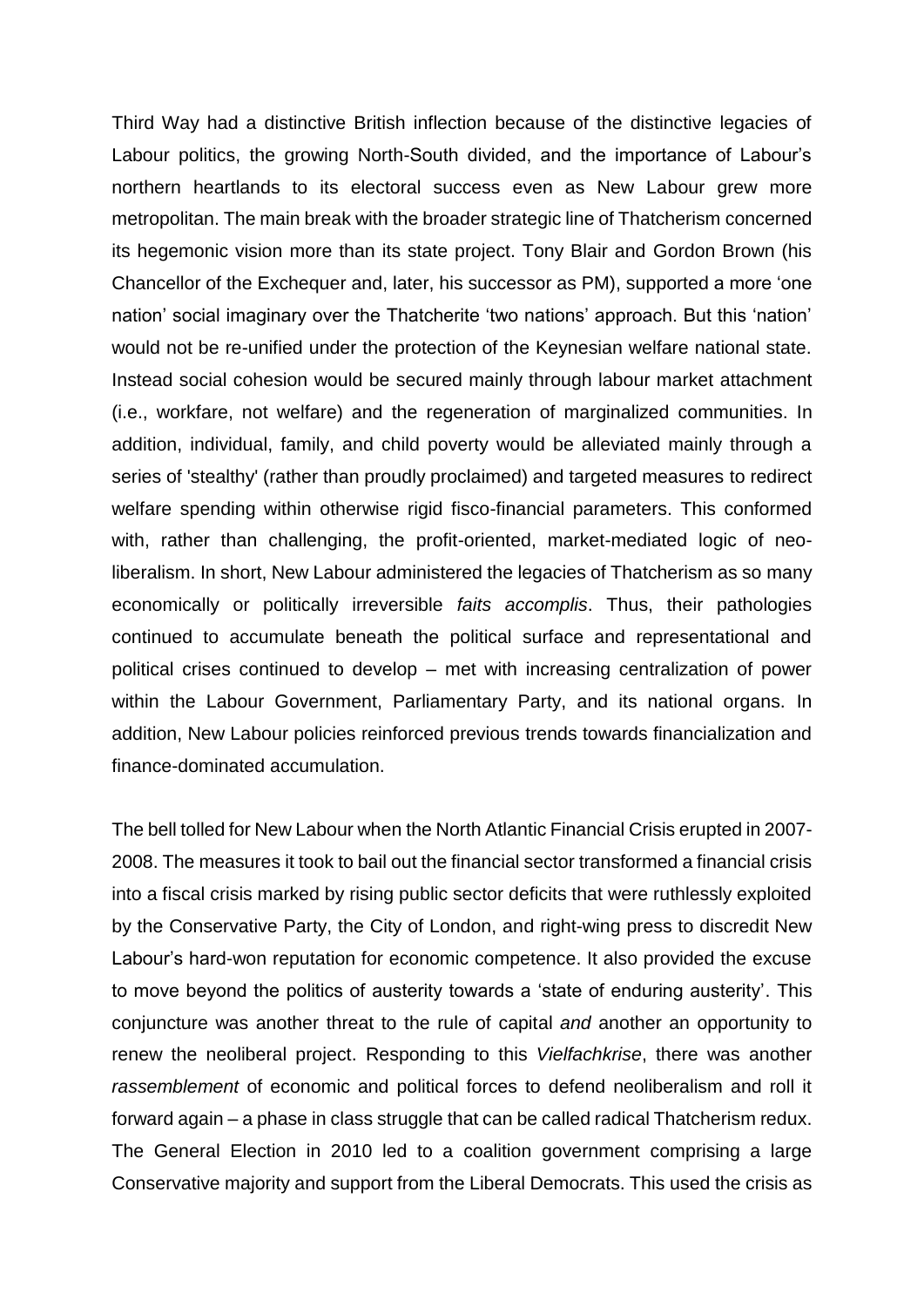Third Way had a distinctive British inflection because of the distinctive legacies of Labour politics, the growing North-South divided, and the importance of Labour's northern heartlands to its electoral success even as New Labour grew more metropolitan. The main break with the broader strategic line of Thatcherism concerned its hegemonic vision more than its state project. Tony Blair and Gordon Brown (his Chancellor of the Exchequer and, later, his successor as PM), supported a more 'one nation' social imaginary over the Thatcherite 'two nations' approach. But this 'nation' would not be re-unified under the protection of the Keynesian welfare national state. Instead social cohesion would be secured mainly through labour market attachment (i.e., workfare, not welfare) and the regeneration of marginalized communities. In addition, individual, family, and child poverty would be alleviated mainly through a series of 'stealthy' (rather than proudly proclaimed) and targeted measures to redirect welfare spending within otherwise rigid fisco-financial parameters. This conformed with, rather than challenging, the profit-oriented, market-mediated logic of neo-liberalism. In short, New Labour administered the legacies of Thatcherism as so many economically or politically irreversible *faits accomplis*. Thus, their pathologies continued to accumulate beneath the political surface and representational and political crises continued to develop – met with increasing centralization of power within the Labour Government, Parliamentary Party, and its national organs. In addition, New Labour policies reinforced previous trends towards financialization and finance-dominated accumulation.

The bell tolled for New Labour when the North Atlantic Financial Crisis erupted in 2007-2008. The measures it took to bail out the financial sector transformed a financial crisis into a fiscal crisis marked by rising public sector deficits that were ruthlessly exploited by the Conservative Party, the City of London, and right-wing press to discredit New Labour's hard-won reputation for economic competence. It also provided the excuse to move beyond the politics of austerity towards a 'state of enduring austerity'. This conjuncture was another threat to the rule of capital *and* another an opportunity to renew the neoliberal project. Responding to this *Vielfachkrise*, there was another *rassemblement* of economic and political forces to defend neoliberalism and roll it forward again – a phase in class struggle that can be called radical Thatcherism redux. The General Election in 2010 led to a coalition government comprising a large Conservative majority and support from the Liberal Democrats. This used the crisis as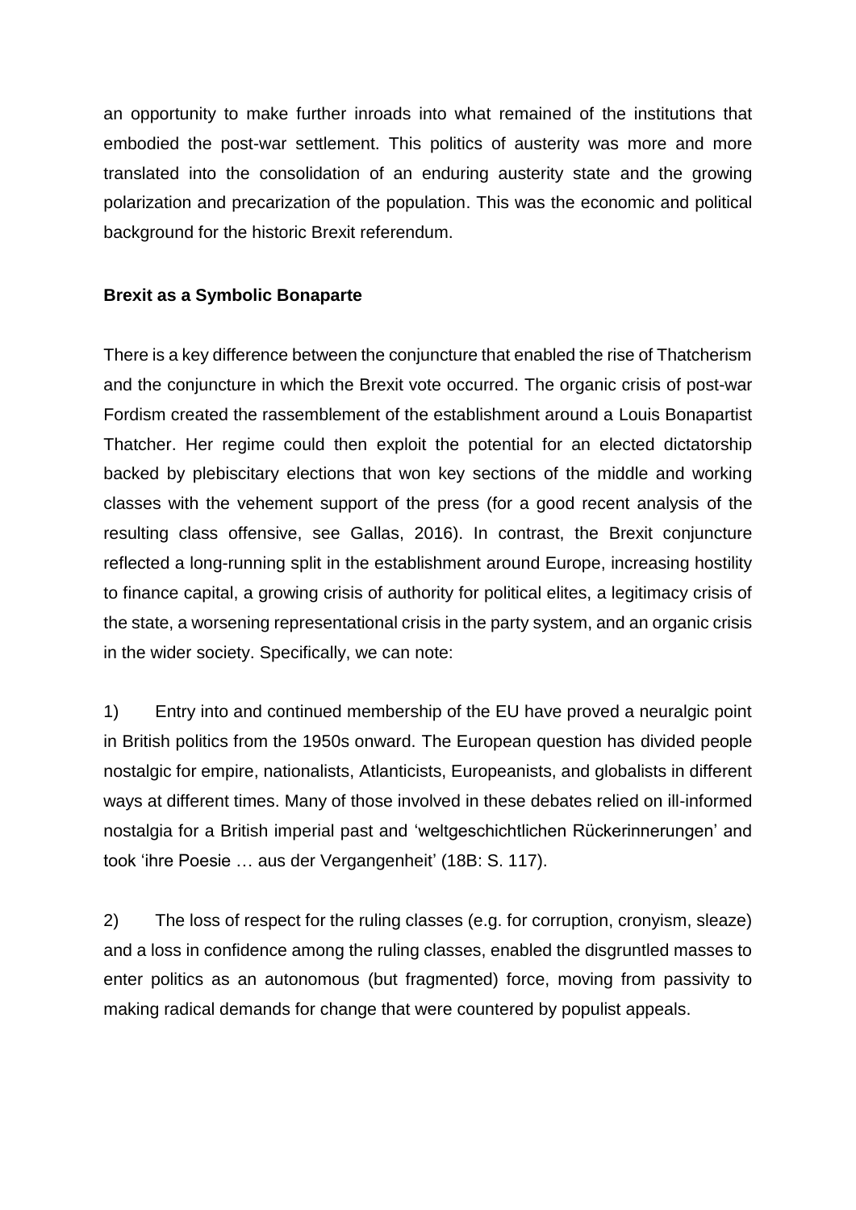an opportunity to make further inroads into what remained of the institutions that embodied the post-war settlement. This politics of austerity was more and more translated into the consolidation of an enduring austerity state and the growing polarization and precarization of the population. This was the economic and political background for the historic Brexit referendum.

**Brexit as a Symbolic Bonaparte**

There is a key difference between the conjuncture that enabled the rise of Thatcherism and the conjuncture in which the Brexit vote occurred. The organic crisis of post-war Fordism created the rassemblement of the establishment around a Louis Bonapartist Thatcher. Her regime could then exploit the potential for an elected dictatorship backed by plebiscitary elections that won key sections of the middle and working classes with the vehement support of the press (for a good recent analysis of the resulting class offensive, see Gallas, 2016). In contrast, the Brexit conjuncture reflected a long-running split in the establishment around Europe, increasing hostility to finance capital, a growing crisis of authority for political elites, a legitimacy crisis of the state, a worsening representational crisis in the party system, and an organic crisis in the wider society. Specifically, we can note:

1) Entry into and continued membership of the EU have proved a neuralgic point in British politics from the 1950s onward. The European question has divided people nostalgic for empire, nationalists, Atlanticists, Europeanists, and globalists in different ways at different times. Many of those involved in these debates relied on ill-informed nostalgia for a British imperial past and 'weltgeschichtlichen Rückerinnerungen' and took 'ihre Poesie … aus der Vergangenheit' (18B: S. 117).

2) The loss of respect for the ruling classes (e.g. for corruption, cronyism, sleaze) and a loss in confidence among the ruling classes, enabled the disgruntled masses to enter politics as an autonomous (but fragmented) force, moving from passivity to making radical demands for change that were countered by populist appeals.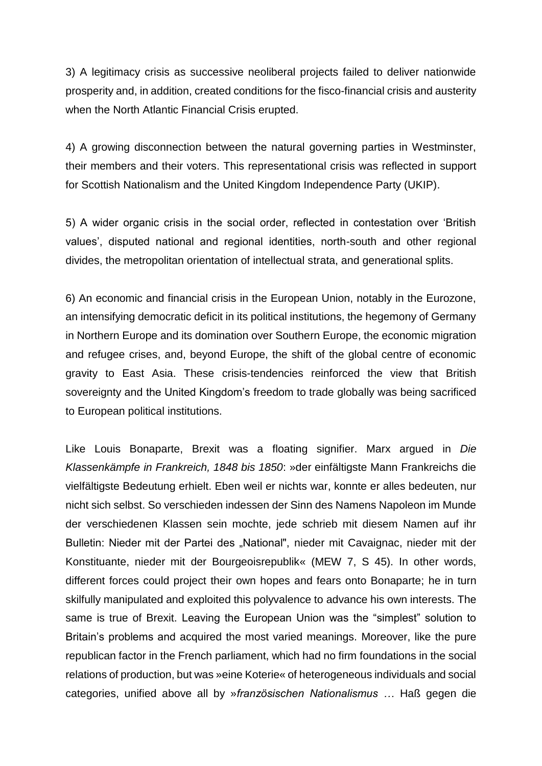3) A legitimacy crisis as successive neoliberal projects failed to deliver nationwide prosperity and, in addition, created conditions for the fisco-financial crisis and austerity when the North Atlantic Financial Crisis erupted.

4) A growing disconnection between the natural governing parties in Westminster, their members and their voters. This representational crisis was reflected in support for Scottish Nationalism and the United Kingdom Independence Party (UKIP).

5) A wider organic crisis in the social order, reflected in contestation over 'British values', disputed national and regional identities, north-south and other regional divides, the metropolitan orientation of intellectual strata, and generational splits.

6) An economic and financial crisis in the European Union, notably in the Eurozone, an intensifying democratic deficit in its political institutions, the hegemony of Germany in Northern Europe and its domination over Southern Europe, the economic migration and refugee crises, and, beyond Europe, the shift of the global centre of economic gravity to East Asia. These crisis-tendencies reinforced the view that British sovereignty and the United Kingdom's freedom to trade globally was being sacrificed to European political institutions.

Like Louis Bonaparte, Brexit was a floating signifier. Marx argued in *Die Klassenkämpfe in Frankreich, 1848 bis 1850*: »der einfältigste Mann Frankreichs die vielfältigste Bedeutung erhielt. Eben weil er nichts war, konnte er alles bedeuten, nur nicht sich selbst. So verschieden indessen der Sinn des Namens Napoleon im Munde der verschiedenen Klassen sein mochte, jede schrieb mit diesem Namen auf ihr Bulletin: Nieder mit der Partei des „National", nieder mit Cavaignac, nieder mit der Konstituante, nieder mit der Bourgeoisrepublik« (MEW 7, S 45). In other words, different forces could project their own hopes and fears onto Bonaparte; he in turn skilfully manipulated and exploited this polyvalence to advance his own interests. The same is true of Brexit. Leaving the European Union was the "simplest" solution to Britain's problems and acquired the most varied meanings. Moreover, like the pure republican factor in the French parliament, which had no firm foundations in the social relations of production, but was »eine Koterie« of heterogeneous individuals and social categories, unified above all by »*französischen Nationalismus …* Haß gegen die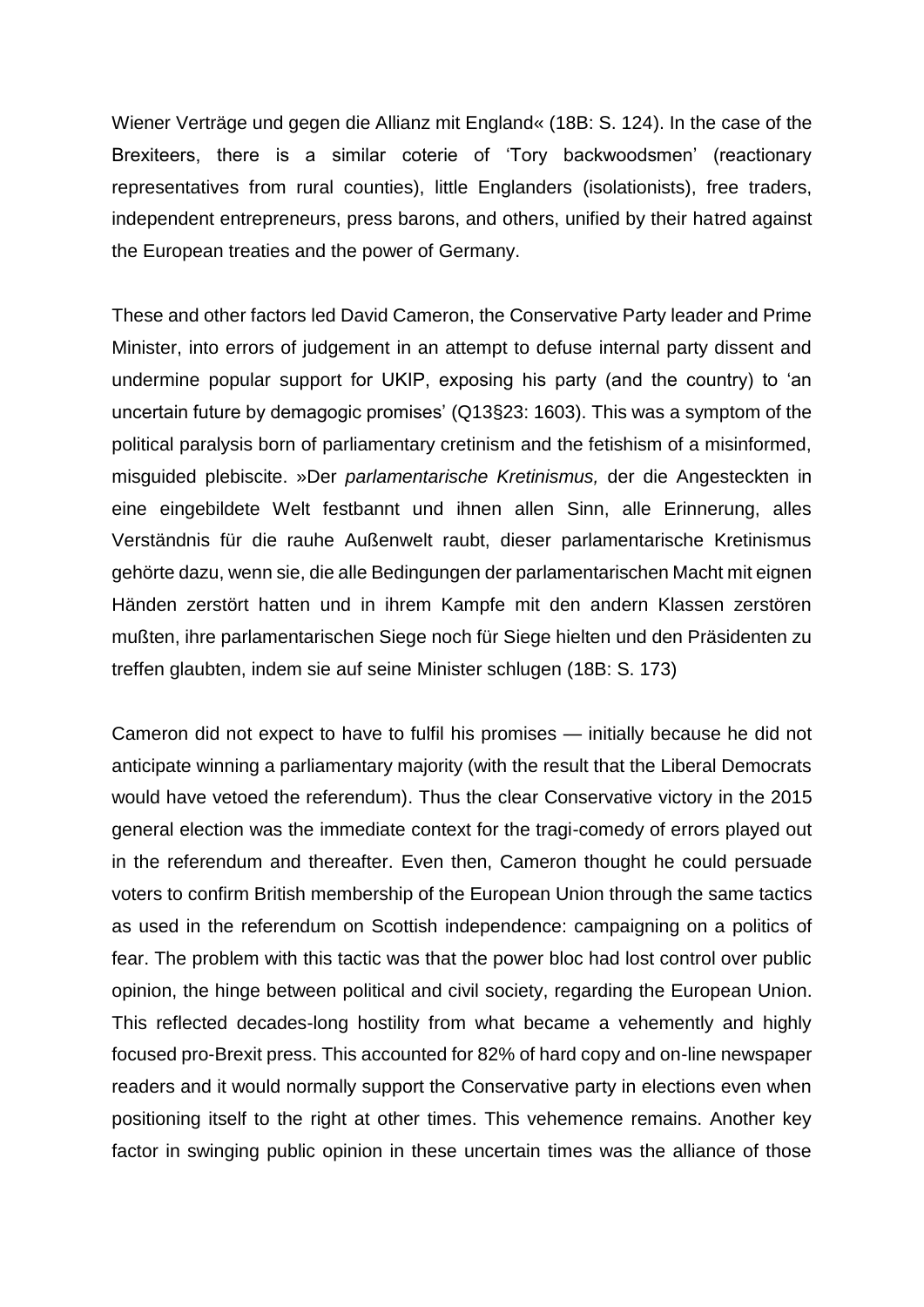Wiener Verträge und gegen die Allianz mit England« (18B: S. 124). In the case of the Brexiteers, there is a similar coterie of 'Tory backwoodsmen' (reactionary representatives from rural counties), little Englanders (isolationists), free traders, independent entrepreneurs, press barons, and others, unified by their hatred against the European treaties and the power of Germany.

These and other factors led David Cameron, the Conservative Party leader and Prime Minister, into errors of judgement in an attempt to defuse internal party dissent and undermine popular support for UKIP, exposing his party (and the country) to 'an uncertain future by demagogic promises' (Q13§23: 1603). This was a symptom of the political paralysis born of parliamentary cretinism and the fetishism of a misinformed, misguided plebiscite. »Der *parlamentarische Kretinismus,* der die Angesteckten in eine eingebildete Welt festbannt und ihnen allen Sinn, alle Erinnerung, alles Verständnis für die rauhe Außenwelt raubt, dieser parlamentarische Kretinismus gehörte dazu, wenn sie, die alle Bedingungen der parlamentarischen Macht mit eignen Händen zerstört hatten und in ihrem Kampfe mit den andern Klassen zerstören mußten, ihre parlamentarischen Siege noch für Siege hielten und den Präsidenten zu treffen glaubten, indem sie auf seine Minister schlugen (18B: S. 173)

Cameron did not expect to have to fulfil his promises — initially because he did not anticipate winning a parliamentary majority (with the result that the Liberal Democrats would have vetoed the referendum). Thus the clear Conservative victory in the 2015 general election was the immediate context for the tragi-comedy of errors played out in the referendum and thereafter. Even then, Cameron thought he could persuade voters to confirm British membership of the European Union through the same tactics as used in the referendum on Scottish independence: campaigning on a politics of fear. The problem with this tactic was that the power bloc had lost control over public opinion, the hinge between political and civil society, regarding the European Union. This reflected decades-long hostility from what became a vehemently and highly focused pro-Brexit press. This accounted for 82% of hard copy and on-line newspaper readers and it would normally support the Conservative party in elections even when positioning itself to the right at other times. This vehemence remains. Another key factor in swinging public opinion in these uncertain times was the alliance of those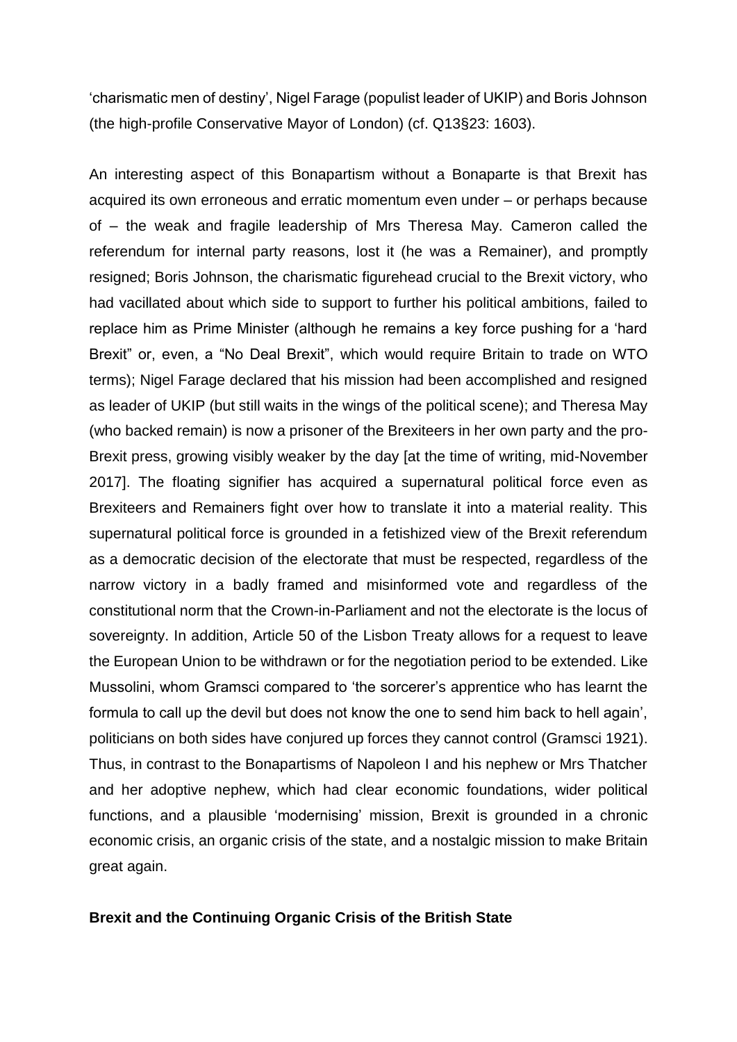'charismatic men of destiny', Nigel Farage (populist leader of UKIP) and Boris Johnson (the high-profile Conservative Mayor of London) (cf. Q13§23: 1603).

An interesting aspect of this Bonapartism without a Bonaparte is that Brexit has acquired its own erroneous and erratic momentum even under – or perhaps because of – the weak and fragile leadership of Mrs Theresa May. Cameron called the referendum for internal party reasons, lost it (he was a Remainer), and promptly resigned; Boris Johnson, the charismatic figurehead crucial to the Brexit victory, who had vacillated about which side to support to further his political ambitions, failed to replace him as Prime Minister (although he remains a key force pushing for a 'hard Brexit" or, even, a "No Deal Brexit", which would require Britain to trade on WTO terms); Nigel Farage declared that his mission had been accomplished and resigned as leader of UKIP (but still waits in the wings of the political scene); and Theresa May (who backed remain) is now a prisoner of the Brexiteers in her own party and the pro-Brexit press, growing visibly weaker by the day [at the time of writing, mid-November 2017]. The floating signifier has acquired a supernatural political force even as Brexiteers and Remainers fight over how to translate it into a material reality. This supernatural political force is grounded in a fetishized view of the Brexit referendum as a democratic decision of the electorate that must be respected, regardless of the narrow victory in a badly framed and misinformed vote and regardless of the constitutional norm that the Crown-in-Parliament and not the electorate is the locus of sovereignty. In addition, Article 50 of the Lisbon Treaty allows for a request to leave the European Union to be withdrawn or for the negotiation period to be extended. Like Mussolini, whom Gramsci compared to 'the sorcerer's apprentice who has learnt the formula to call up the devil but does not know the one to send him back to hell again', politicians on both sides have conjured up forces they cannot control (Gramsci 1921). Thus, in contrast to the Bonapartisms of Napoleon I and his nephew or Mrs Thatcher and her adoptive nephew, which had clear economic foundations, wider political functions, and a plausible 'modernising' mission, Brexit is grounded in a chronic economic crisis, an organic crisis of the state, and a nostalgic mission to make Britain great again.

**Brexit and the Continuing Organic Crisis of the British State**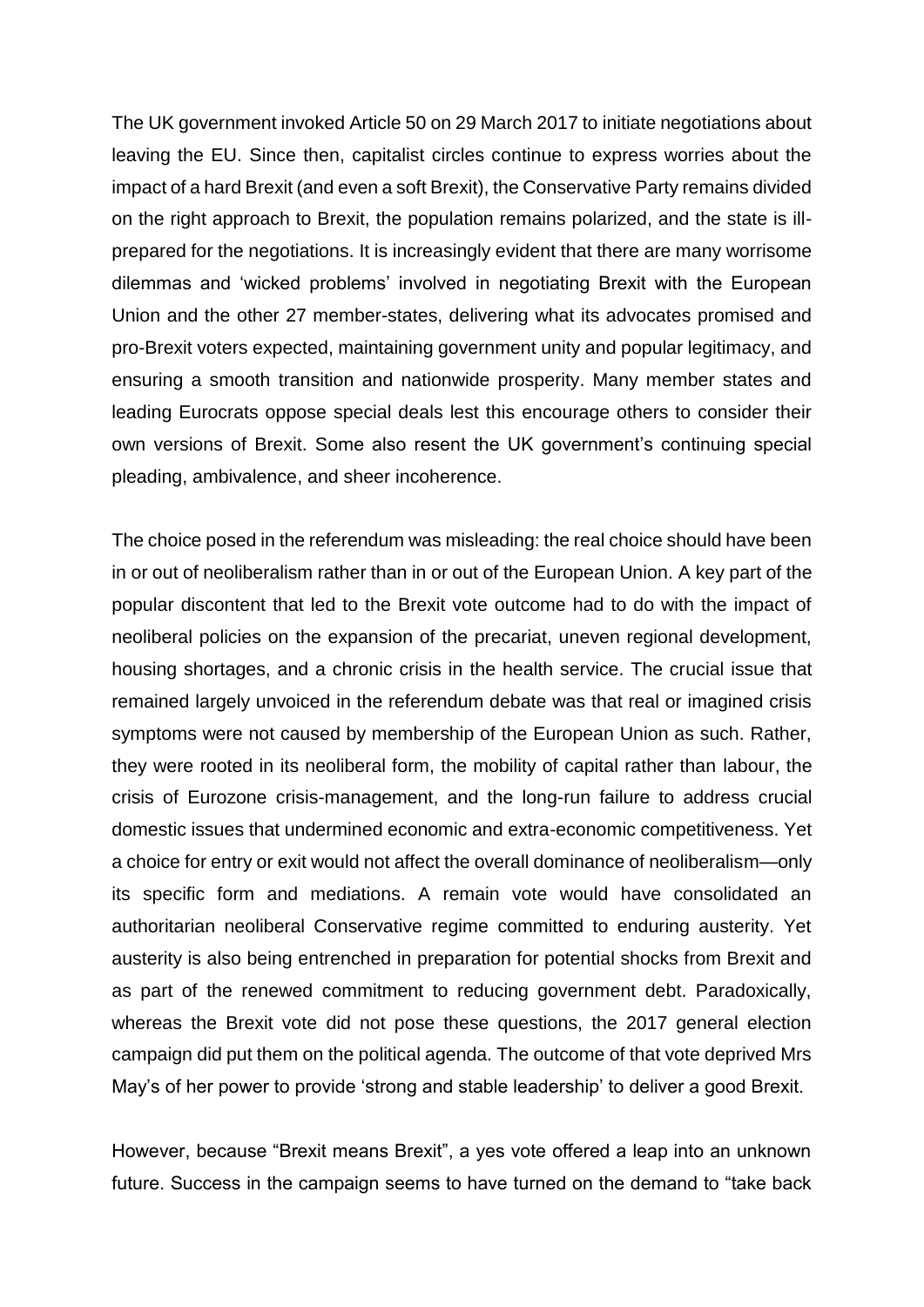The UK government invoked Article 50 on 29 March 2017 to initiate negotiations about leaving the EU. Since then, capitalist circles continue to express worries about the impact of a hard Brexit (and even a soft Brexit), the Conservative Party remains divided on the right approach to Brexit, the population remains polarized, and the state is ill-prepared for the negotiations. It is increasingly evident that there are many worrisome dilemmas and 'wicked problems' involved in negotiating Brexit with the European Union and the other 27 member-states, delivering what its advocates promised and pro-Brexit voters expected, maintaining government unity and popular legitimacy, and ensuring a smooth transition and nationwide prosperity. Many member states and leading Eurocrats oppose special deals lest this encourage others to consider their own versions of Brexit. Some also resent the UK government's continuing special pleading, ambivalence, and sheer incoherence.

The choice posed in the referendum was misleading: the real choice should have been in or out of neoliberalism rather than in or out of the European Union. A key part of the popular discontent that led to the Brexit vote outcome had to do with the impact of neoliberal policies on the expansion of the precariat, uneven regional development, housing shortages, and a chronic crisis in the health service. The crucial issue that remained largely unvoiced in the referendum debate was that real or imagined crisis symptoms were not caused by membership of the European Union as such. Rather, they were rooted in its neoliberal form, the mobility of capital rather than labour, the crisis of Eurozone crisis-management, and the long-run failure to address crucial domestic issues that undermined economic and extra-economic competitiveness. Yet a choice for entry or exit would not affect the overall dominance of neoliberalism—only its specific form and mediations. A remain vote would have consolidated an authoritarian neoliberal Conservative regime committed to enduring austerity. Yet austerity is also being entrenched in preparation for potential shocks from Brexit and as part of the renewed commitment to reducing government debt. Paradoxically, whereas the Brexit vote did not pose these questions, the 2017 general election campaign did put them on the political agenda. The outcome of that vote deprived Mrs May's of her power to provide 'strong and stable leadership' to deliver a good Brexit.

However, because "Brexit means Brexit", a yes vote offered a leap into an unknown future. Success in the campaign seems to have turned on the demand to "take back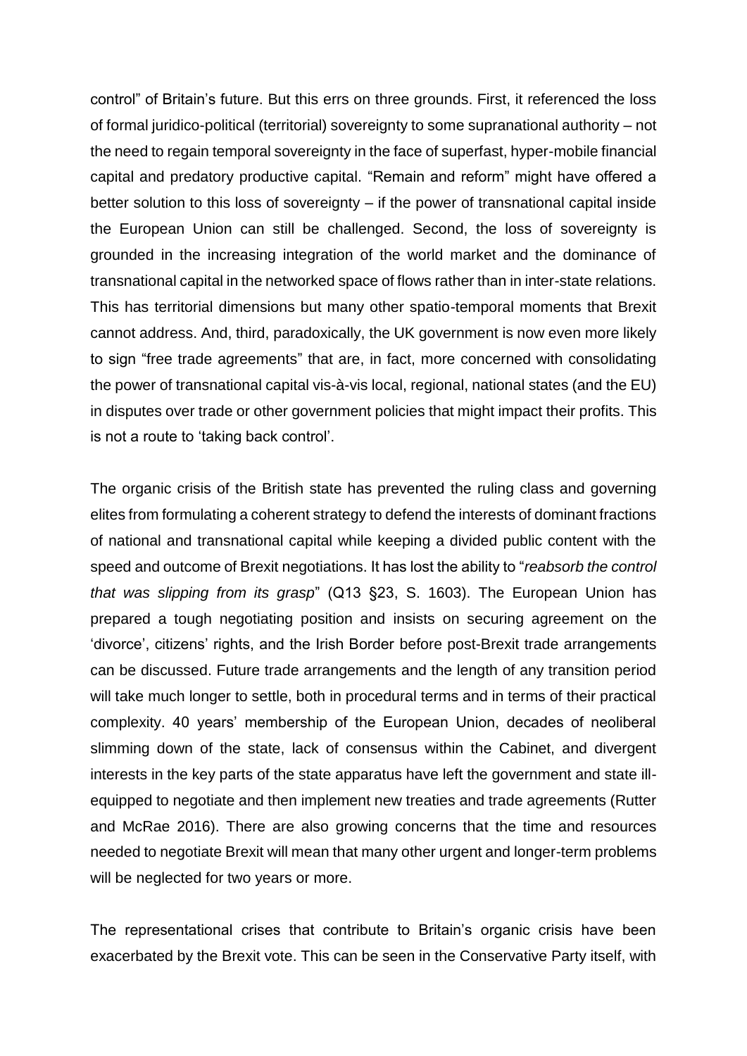control" of Britain's future. But this errs on three grounds. First, it referenced the loss of formal juridico-political (territorial) sovereignty to some supranational authority – not the need to regain temporal sovereignty in the face of superfast, hyper-mobile financial capital and predatory productive capital. "Remain and reform" might have offered a better solution to this loss of sovereignty – if the power of transnational capital inside the European Union can still be challenged. Second, the loss of sovereignty is grounded in the increasing integration of the world market and the dominance of transnational capital in the networked space of flows rather than in inter-state relations. This has territorial dimensions but many other spatio-temporal moments that Brexit cannot address. And, third, paradoxically, the UK government is now even more likely to sign "free trade agreements" that are, in fact, more concerned with consolidating the power of transnational capital vis-à-vis local, regional, national states (and the EU) in disputes over trade or other government policies that might impact their profits. This is not a route to 'taking back control'.

The organic crisis of the British state has prevented the ruling class and governing elites from formulating a coherent strategy to defend the interests of dominant fractions of national and transnational capital while keeping a divided public content with the speed and outcome of Brexit negotiations. It has lost the ability to "*reabsorb the control that was slipping from its grasp*" (Q13 §23, S. 1603). The European Union has prepared a tough negotiating position and insists on securing agreement on the 'divorce', citizens' rights, and the Irish Border before post-Brexit trade arrangements can be discussed. Future trade arrangements and the length of any transition period will take much longer to settle, both in procedural terms and in terms of their practical complexity. 40 years' membership of the European Union, decades of neoliberal slimming down of the state, lack of consensus within the Cabinet, and divergent interests in the key parts of the state apparatus have left the government and state ill-equipped to negotiate and then implement new treaties and trade agreements (Rutter and McRae 2016). There are also growing concerns that the time and resources needed to negotiate Brexit will mean that many other urgent and longer-term problems will be neglected for two years or more.

The representational crises that contribute to Britain's organic crisis have been exacerbated by the Brexit vote. This can be seen in the Conservative Party itself, with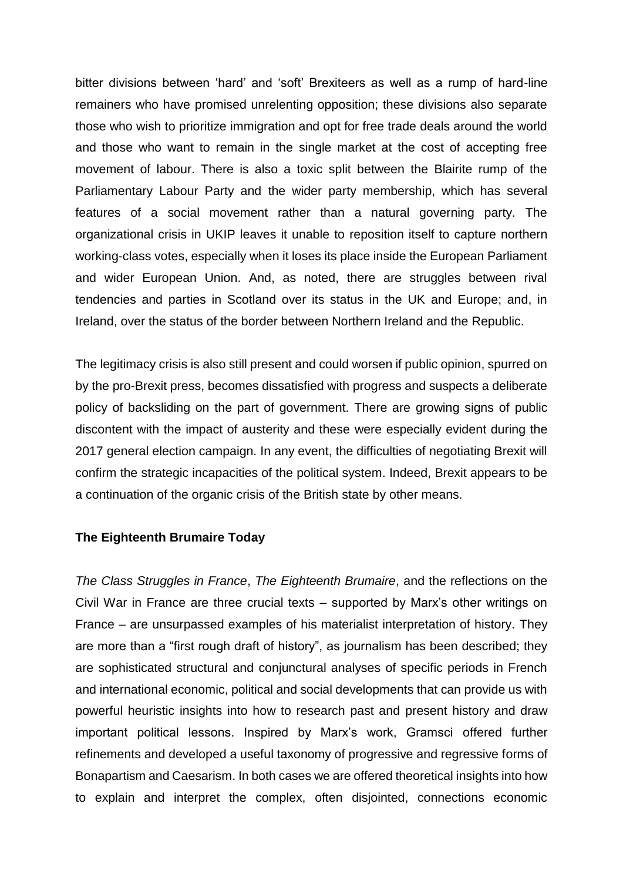bitter divisions between 'hard' and 'soft' Brexiteers as well as a rump of hard-line remainers who have promised unrelenting opposition; these divisions also separate those who wish to prioritize immigration and opt for free trade deals around the world and those who want to remain in the single market at the cost of accepting free movement of labour. There is also a toxic split between the Blairite rump of the Parliamentary Labour Party and the wider party membership, which has several features of a social movement rather than a natural governing party. The organizational crisis in UKIP leaves it unable to reposition itself to capture northern working-class votes, especially when it loses its place inside the European Parliament and wider European Union. And, as noted, there are struggles between rival tendencies and parties in Scotland over its status in the UK and Europe; and, in Ireland, over the status of the border between Northern Ireland and the Republic.

The legitimacy crisis is also still present and could worsen if public opinion, spurred on by the pro-Brexit press, becomes dissatisfied with progress and suspects a deliberate policy of backsliding on the part of government. There are growing signs of public discontent with the impact of austerity and these were especially evident during the 2017 general election campaign. In any event, the difficulties of negotiating Brexit will confirm the strategic incapacities of the political system. Indeed, Brexit appears to be a continuation of the organic crisis of the British state by other means.

### The Eighteenth Brumaire Today

*The Class Struggles in France*, *The Eighteenth Brumaire*, and the reflections on the Civil War in France are three crucial texts – supported by Marx's other writings on France – are unsurpassed examples of his materialist interpretation of history. They are more than a "first rough draft of history", as journalism has been described; they are sophisticated structural and conjunctural analyses of specific periods in French and international economic, political and social developments that can provide us with powerful heuristic insights into how to research past and present history and draw important political lessons. Inspired by Marx's work, Gramsci offered further refinements and developed a useful taxonomy of progressive and regressive forms of Bonapartism and Caesarism. In both cases we are offered theoretical insights into how to explain and interpret the complex, often disjointed, connections economic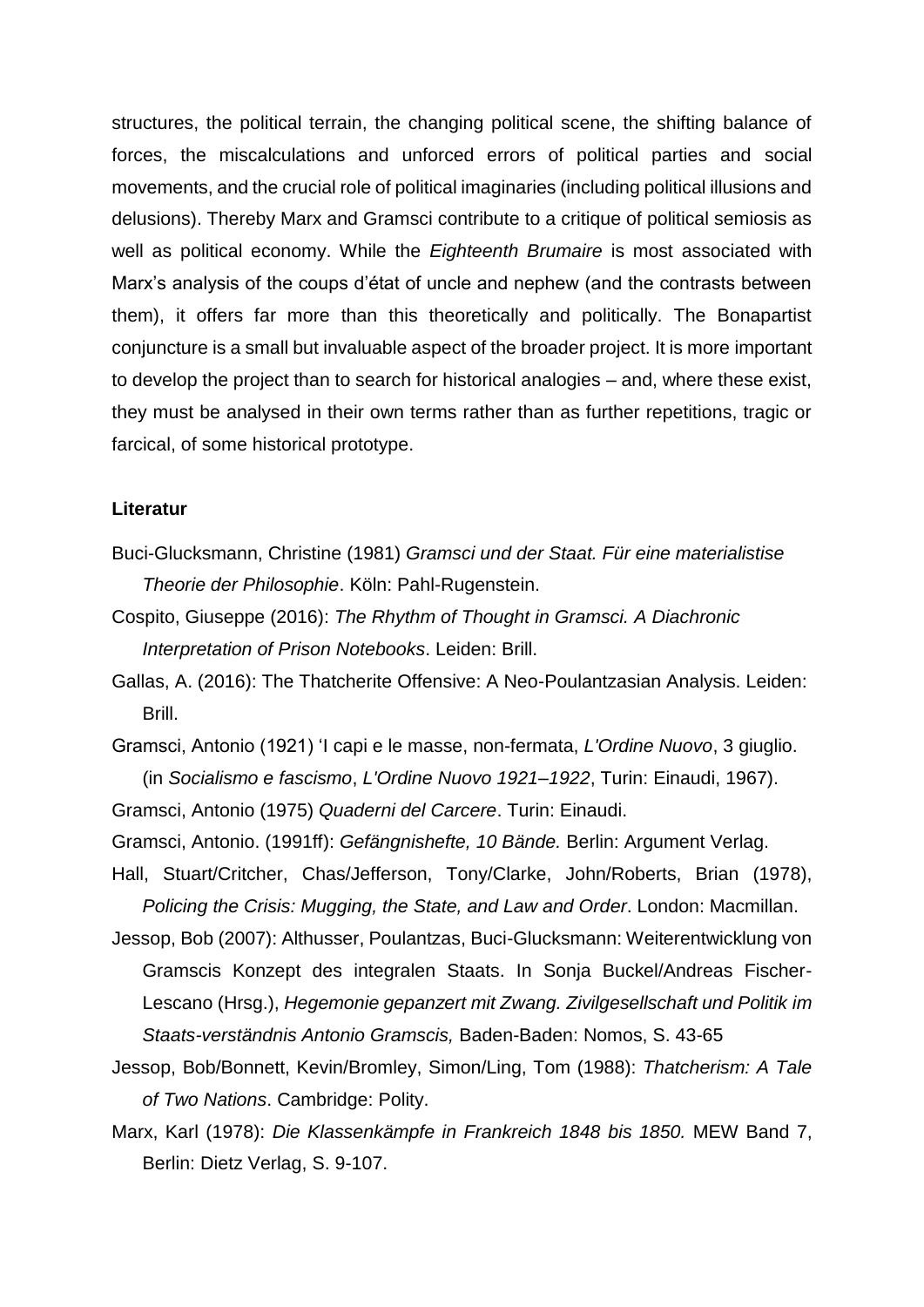structures, the political terrain, the changing political scene, the shifting balance of forces, the miscalculations and unforced errors of political parties and social movements, and the crucial role of political imaginaries (including political illusions and delusions). Thereby Marx and Gramsci contribute to a critique of political semiosis as well as political economy. While the *Eighteenth Brumaire* is most associated with Marx's analysis of the coups d'état of uncle and nephew (and the contrasts between them), it offers far more than this theoretically and politically. The Bonapartist conjuncture is a small but invaluable aspect of the broader project. It is more important to develop the project than to search for historical analogies – and, where these exist, they must be analysed in their own terms rather than as further repetitions, tragic or farcical, of some historical prototype.

**Literatur**

Buci-Glucksmann, Christine (1981) *Gramsci und der Staat. Für eine materialistise Theorie der Philosophie*. Köln: Pahl-Rugenstein.

Cospito, Giuseppe (2016): *The Rhythm of Thought in Gramsci. A Diachronic Interpretation of Prison Notebooks*. Leiden: Brill.

Gallas, A. (2016): The Thatcherite Offensive: A Neo-Poulantzasian Analysis. Leiden: Brill.

Gramsci, Antonio (1921) 'I capi e le masse, non-fermata, *L'Ordine Nuovo*, 3 giuglio. (in *Socialismo e fascismo*, *L'Ordine Nuovo 1921–1922*, Turin: Einaudi, 1967).

Gramsci, Antonio (1975) *Quaderni del Carcere*. Turin: Einaudi.

Gramsci, Antonio. (1991ff): *Gefängnishefte, 10 Bände.* Berlin: Argument Verlag.

Hall, Stuart/Critcher, Chas/Jefferson, Tony/Clarke, John/Roberts, Brian (1978), *Policing the Crisis: Mugging, the State, and Law and Order*. London: Macmillan.

Jessop, Bob (2007): Althusser, Poulantzas, Buci-Glucksmann: Weiterentwicklung von Gramscis Konzept des integralen Staats. In Sonja Buckel/Andreas Fischer-Lescano (Hrsg.), *Hegemonie gepanzert mit Zwang. Zivilgesellschaft und Politik im Staats-verständnis Antonio Gramscis,* Baden-Baden: Nomos, S. 43-65

Jessop, Bob/Bonnett, Kevin/Bromley, Simon/Ling, Tom (1988): *Thatcherism: A Tale of Two Nations*. Cambridge: Polity.

Marx, Karl (1978): *Die Klassenkämpfe in Frankreich 1848 bis 1850.* MEW Band 7, Berlin: Dietz Verlag, S. 9-107.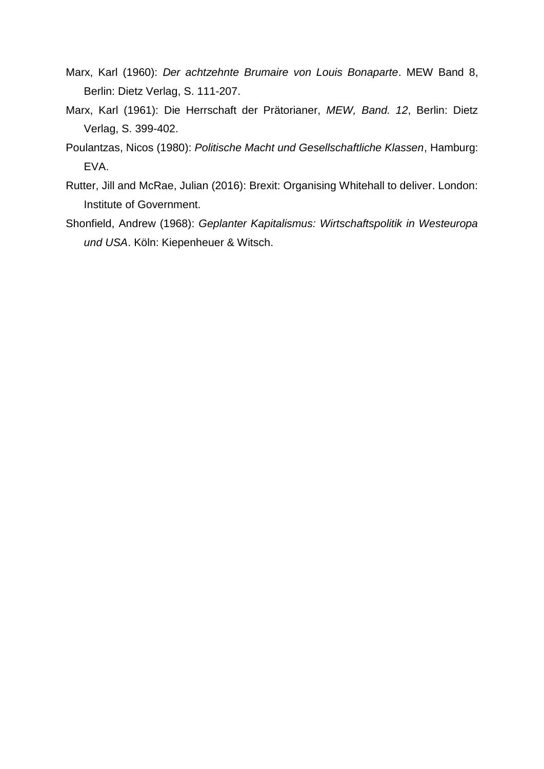Marx, Karl (1960): *Der achtzehnte Brumaire von Louis Bonaparte*. MEW Band 8, Berlin: Dietz Verlag, S. 111-207.

Marx, Karl (1961): Die Herrschaft der Prätorianer, *MEW, Band. 12*, Berlin: Dietz Verlag, S. 399-402.

Poulantzas, Nicos (1980): *Politische Macht und Gesellschaftliche Klassen*, Hamburg: EVA.

Rutter, Jill and McRae, Julian (2016): Brexit: Organising Whitehall to deliver. London: Institute of Government.

Shonfield, Andrew (1968): *Geplanter Kapitalismus: Wirtschaftspolitik in Westeuropa und USA*. Köln: Kiepenheuer & Witsch.